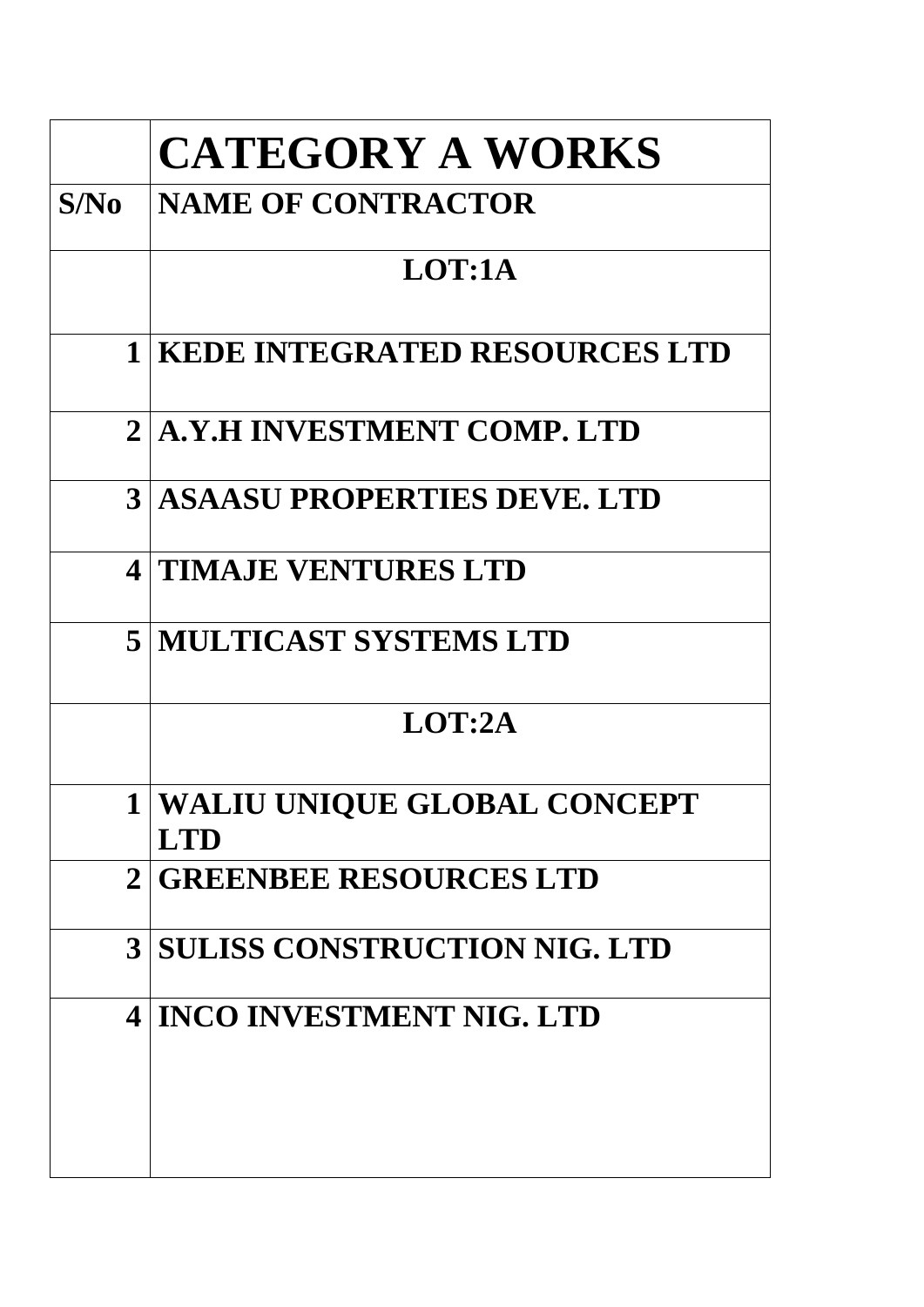| | CATEGORY A WORKS |
|---|---|
| S/No | NAME OF CONTRACTOR |
| | LOT:1A |
| 1 | KEDE INTEGRATED RESOURCES LTD |
| 2 | A.Y.H INVESTMENT COMP. LTD |
| 3 | ASAASU PROPERTIES DEVE. LTD |
| 4 | TIMAJE VENTURES LTD |
| 5 | MULTICAST SYSTEMS LTD |
| | LOT:2A |
| 1 | WALIU UNIQUE GLOBAL CONCEPT LTD |
| 2 | GREENBEE RESOURCES LTD |
| 3 | SULISS CONSTRUCTION NIG. LTD |
| 4 | INCO INVESTMENT NIG. LTD |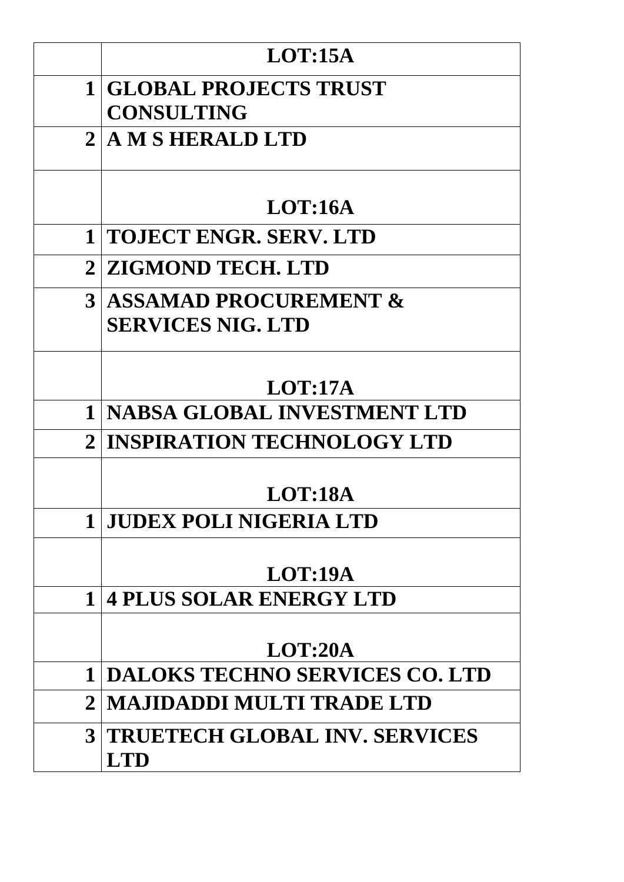| | |
|---|---|
| | **LOT:15A** |
| **1** | **GLOBAL PROJECTS TRUST CONSULTING** |
| **2** | **A M S HERALD LTD** |
| | **LOT:16A** |
| **1** | **TOJECT ENGR. SERV. LTD** |
| **2** | **ZIGMOND TECH. LTD** |
| **3** | **ASSAMAD PROCUREMENT & SERVICES NIG. LTD** |
| | **LOT:17A** |
| **1** | **NABSA GLOBAL INVESTMENT LTD** |
| **2** | **INSPIRATION TECHNOLOGY LTD** |
| | **LOT:18A** |
| **1** | **JUDEX POLI NIGERIA LTD** |
| | **LOT:19A** |
| **1** | **4 PLUS SOLAR ENERGY LTD** |
| | **LOT:20A** |
| **1** | **DALOKS TECHNO SERVICES CO. LTD** |
| **2** | **MAJIDADDI MULTI TRADE LTD** |
| **3** | **TRUETECH GLOBAL INV. SERVICES LTD** |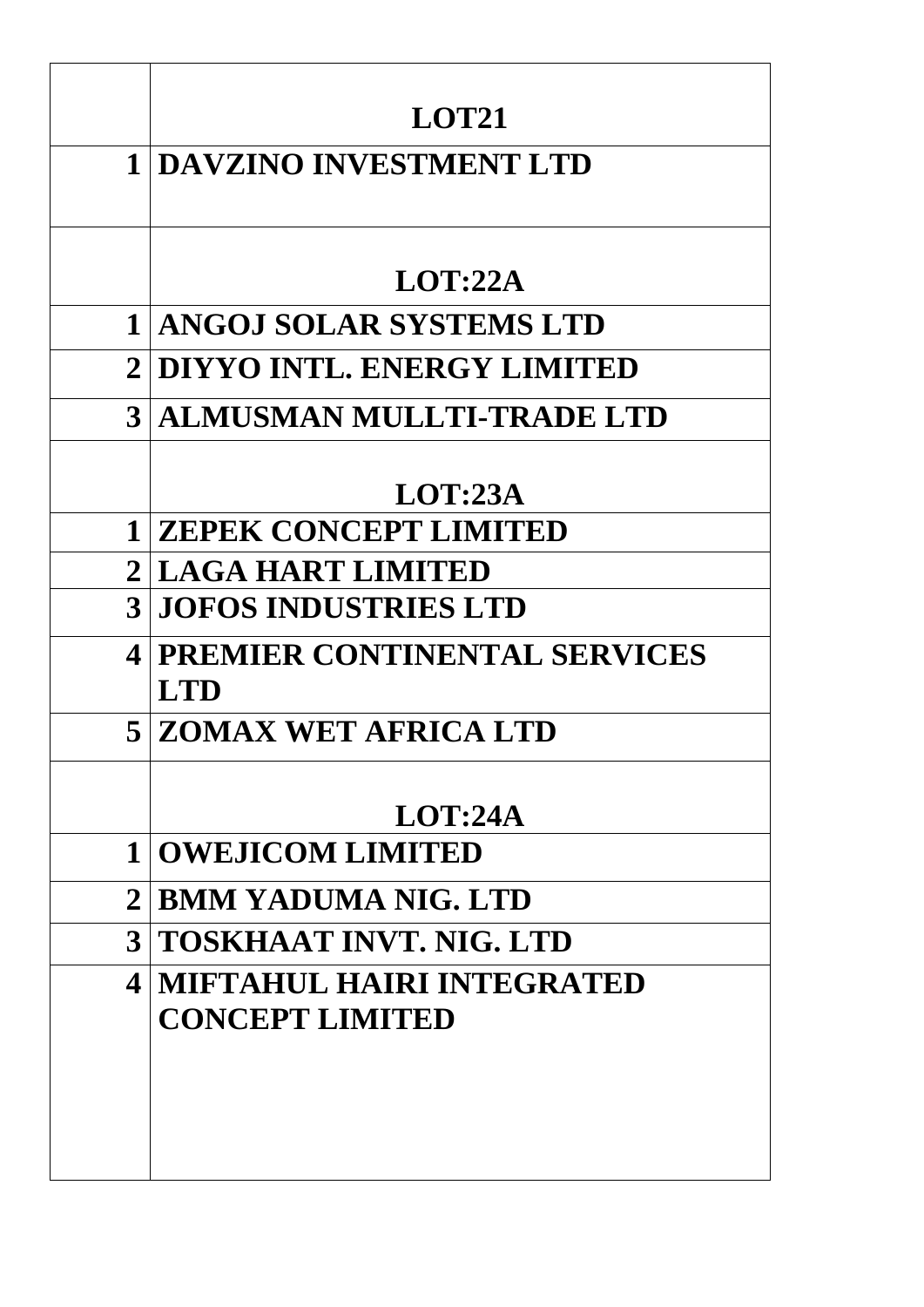| | |
|---|---|
| | **LOT21** |
| **1** | **DAVZINO INVESTMENT LTD** |
| | **LOT:22A** |
| **1** | **ANGOJ SOLAR SYSTEMS LTD** |
| **2** | **DIYYO INTL. ENERGY LIMITED** |
| **3** | **ALMUSMAN MULLTI-TRADE LTD** |
| | **LOT:23A** |
| **1** | **ZEPEK CONCEPT LIMITED** |
| **2** | **LAGA HART LIMITED** |
| **3** | **JOFOS INDUSTRIES LTD** |
| **4** | **PREMIER CONTINENTAL SERVICES LTD** |
| **5** | **ZOMAX WET AFRICA LTD** |
| | **LOT:24A** |
| **1** | **OWEJICOM LIMITED** |
| **2** | **BMM YADUMA NIG. LTD** |
| **3** | **TOSKHAAT INVT. NIG. LTD** |
| **4** | **MIFTAHUL HAIRI INTEGRATED CONCEPT LIMITED** |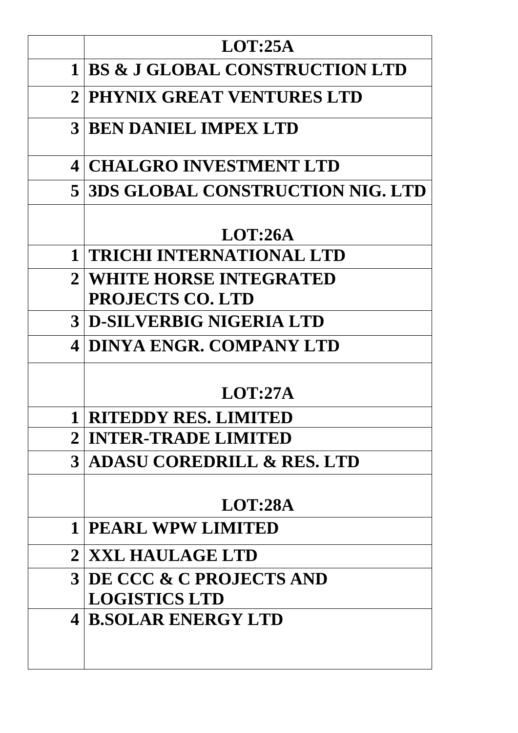| | |
|---|---|
| | **LOT:25A** |
| **1** | **BS & J GLOBAL CONSTRUCTION LTD** |
| **2** | **PHYNIX GREAT VENTURES LTD** |
| **3** | **BEN DANIEL IMPEX LTD** |
| **4** | **CHALGRO INVESTMENT LTD** |
| **5** | **3DS GLOBAL CONSTRUCTION NIG. LTD** |
| | **LOT:26A** |
| **1** | **TRICHI INTERNATIONAL LTD** |
| **2** | **WHITE HORSE INTEGRATED PROJECTS CO. LTD** |
| **3** | **D-SILVERBIG NIGERIA LTD** |
| **4** | **DINYA ENGR. COMPANY LTD** |
| | **LOT:27A** |
| **1** | **RITEDDY RES. LIMITED** |
| **2** | **INTER-TRADE LIMITED** |
| **3** | **ADASU COREDRILL & RES. LTD** |
| | **LOT:28A** |
| **1** | **PEARL WPW LIMITED** |
| **2** | **XXL HAULAGE LTD** |
| **3** | **DE CCC & C PROJECTS AND LOGISTICS LTD** |
| **4** | **B.SOLAR ENERGY LTD** |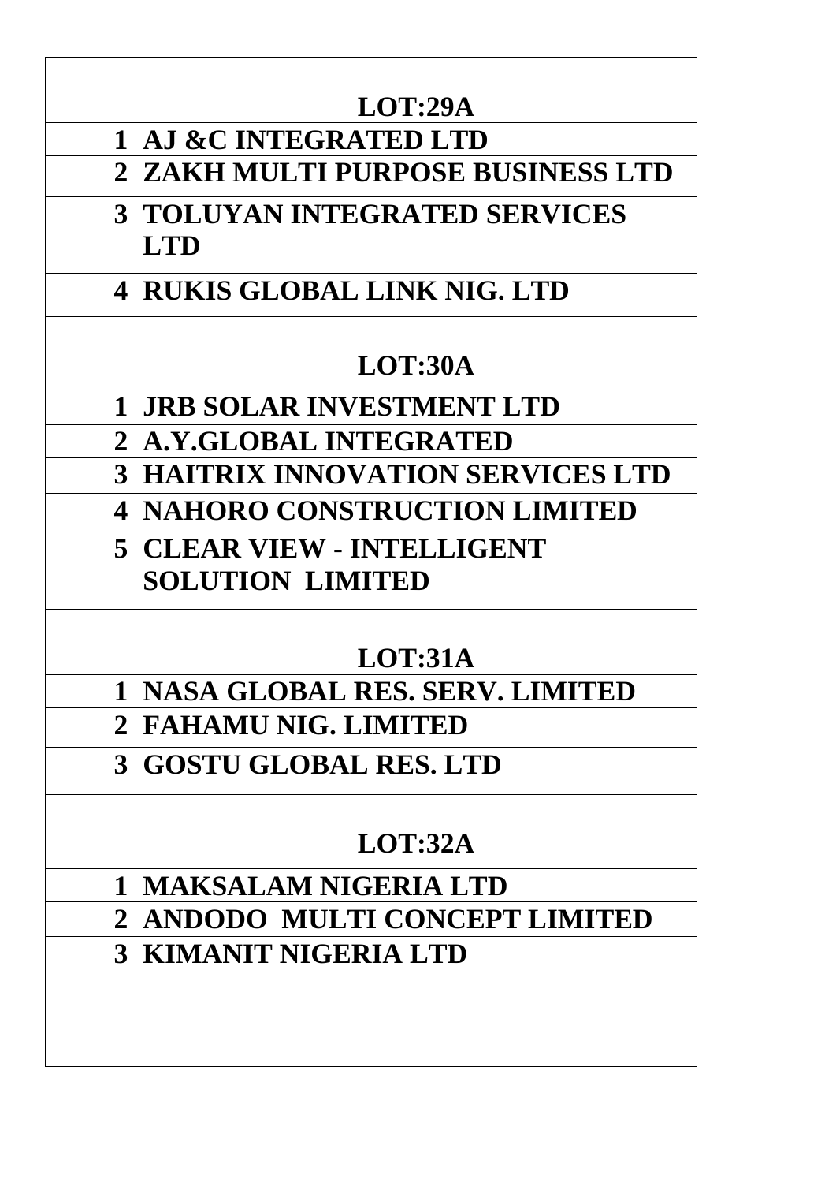| | |
|---|---|
| | **LOT:29A** |
| **1** | **AJ &C INTEGRATED LTD** |
| **2** | **ZAKH MULTI PURPOSE BUSINESS LTD** |
| **3** | **TOLUYAN INTEGRATED SERVICES LTD** |
| **4** | **RUKIS GLOBAL LINK NIG. LTD** |
| | **LOT:30A** |
| **1** | **JRB SOLAR INVESTMENT LTD** |
| **2** | **A.Y.GLOBAL INTEGRATED** |
| **3** | **HAITRIX INNOVATION SERVICES LTD** |
| **4** | **NAHORO CONSTRUCTION LIMITED** |
| **5** | **CLEAR VIEW - INTELLIGENT SOLUTION LIMITED** |
| | **LOT:31A** |
| **1** | **NASA GLOBAL RES. SERV. LIMITED** |
| **2** | **FAHAMU NIG. LIMITED** |
| **3** | **GOSTU GLOBAL RES. LTD** |
| | **LOT:32A** |
| **1** | **MAKSALAM NIGERIA LTD** |
| **2** | **ANDODO MULTI CONCEPT LIMITED** |
| **3** | **KIMANIT NIGERIA LTD** |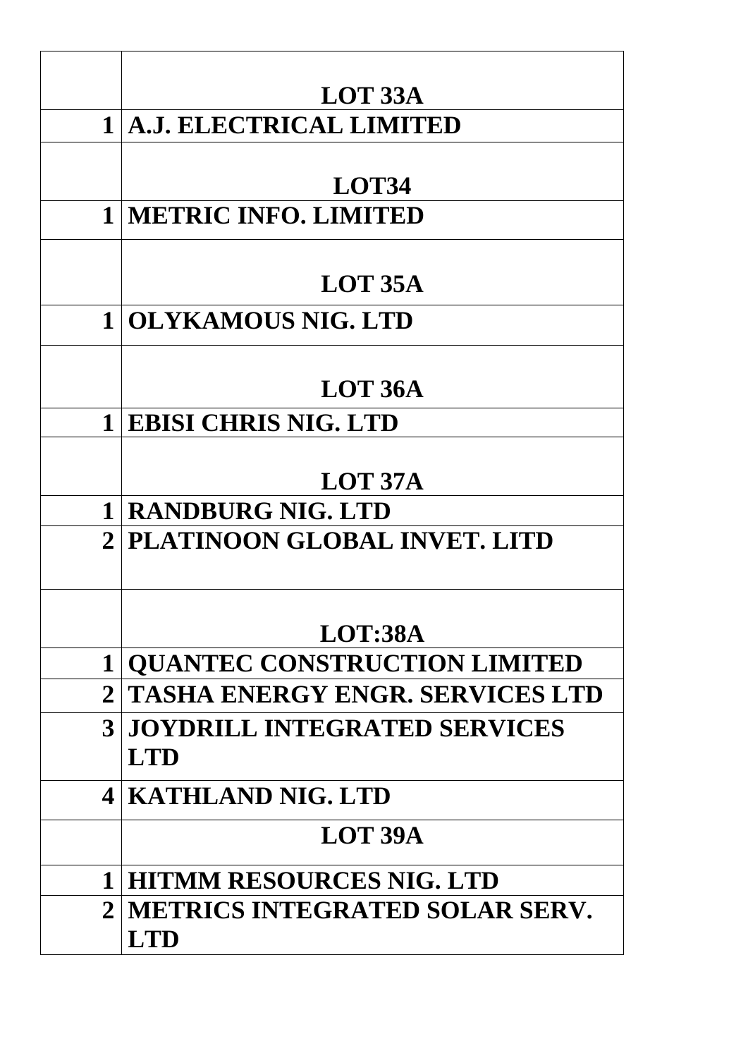| | |
|---|---|
| | **LOT 33A** |
| **1** | **A.J. ELECTRICAL LIMITED** |
| | **LOT34** |
| **1** | **METRIC INFO. LIMITED** |
| | **LOT 35A** |
| **1** | **OLYKAMOUS NIG. LTD** |
| | **LOT 36A** |
| **1** | **EBISI CHRIS NIG. LTD** |
| | **LOT 37A** |
| **1** | **RANDBURG NIG. LTD** |
| **2** | **PLATINOON GLOBAL INVET. LITD** |
| | **LOT:38A** |
| **1** | **QUANTEC CONSTRUCTION LIMITED** |
| **2** | **TASHA ENERGY ENGR. SERVICES LTD** |
| **3** | **JOYDRILL INTEGRATED SERVICES LTD** |
| **4** | **KATHLAND NIG. LTD** |
| | **LOT 39A** |
| **1** | **HITMM RESOURCES NIG. LTD** |
| **2** | **METRICS INTEGRATED SOLAR SERV. LTD** |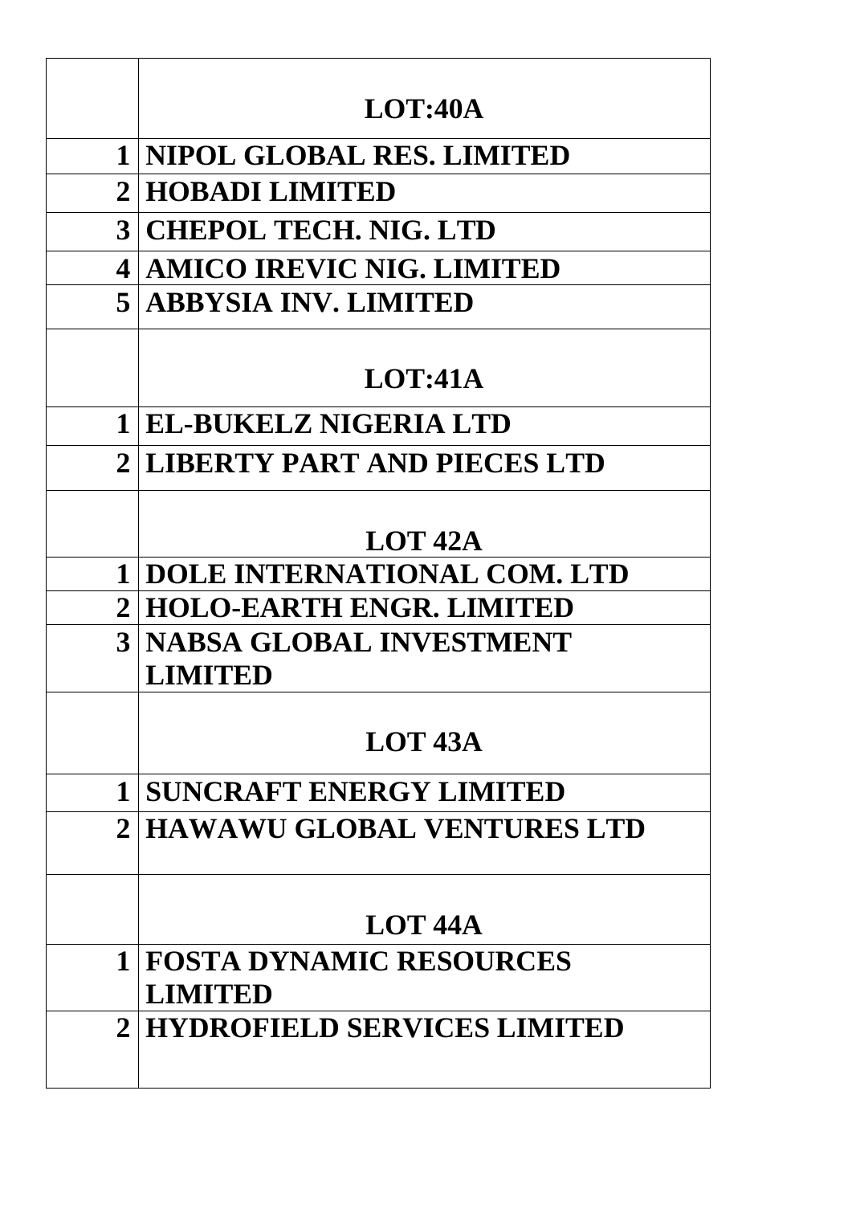| | |
|---|---|
| | **LOT:40A** |
| **1** | **NIPOL GLOBAL RES. LIMITED** |
| **2** | **HOBADI LIMITED** |
| **3** | **CHEPOL TECH. NIG. LTD** |
| **4** | **AMICO IREVIC NIG. LIMITED** |
| **5** | **ABBYSIA INV. LIMITED** |
| | **LOT:41A** |
| **1** | **EL-BUKELZ NIGERIA LTD** |
| **2** | **LIBERTY PART AND PIECES LTD** |
| | **LOT 42A** |
| **1** | **DOLE INTERNATIONAL COM. LTD** |
| **2** | **HOLO-EARTH ENGR. LIMITED** |
| **3** | **NABSA GLOBAL INVESTMENT LIMITED** |
| | **LOT 43A** |
| **1** | **SUNCRAFT ENERGY LIMITED** |
| **2** | **HAWAWU GLOBAL VENTURES LTD** |
| | **LOT 44A** |
| **1** | **FOSTA DYNAMIC RESOURCES LIMITED** |
| **2** | **HYDROFIELD SERVICES LIMITED** |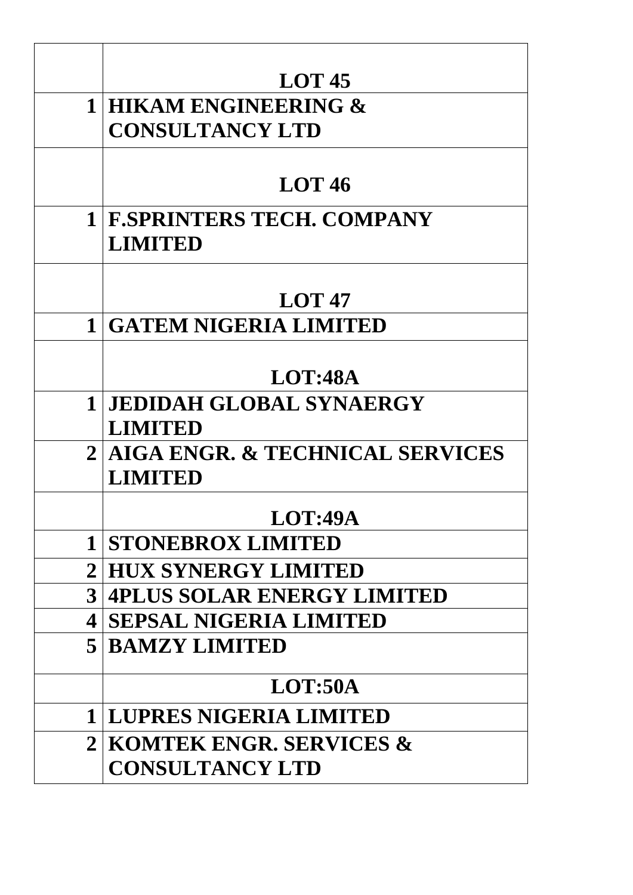| | |
|---|---|
| | **LOT 45** |
| **1** | **HIKAM ENGINEERING & CONSULTANCY LTD** |
| | **LOT 46** |
| **1** | **F.SPRINTERS TECH. COMPANY LIMITED** |
| | **LOT 47** |
| **1** | **GATEM NIGERIA LIMITED** |
| | **LOT:48A** |
| **1** | **JEDIDAH GLOBAL SYNAERGY LIMITED** |
| **2** | **AIGA ENGR. & TECHNICAL SERVICES LIMITED** |
| | **LOT:49A** |
| **1** | **STONEBROX LIMITED** |
| **2** | **HUX SYNERGY LIMITED** |
| **3** | **4PLUS SOLAR ENERGY LIMITED** |
| **4** | **SEPSAL NIGERIA LIMITED** |
| **5** | **BAMZY LIMITED** |
| | **LOT:50A** |
| **1** | **LUPRES NIGERIA LIMITED** |
| **2** | **KOMTEK ENGR. SERVICES & CONSULTANCY LTD** |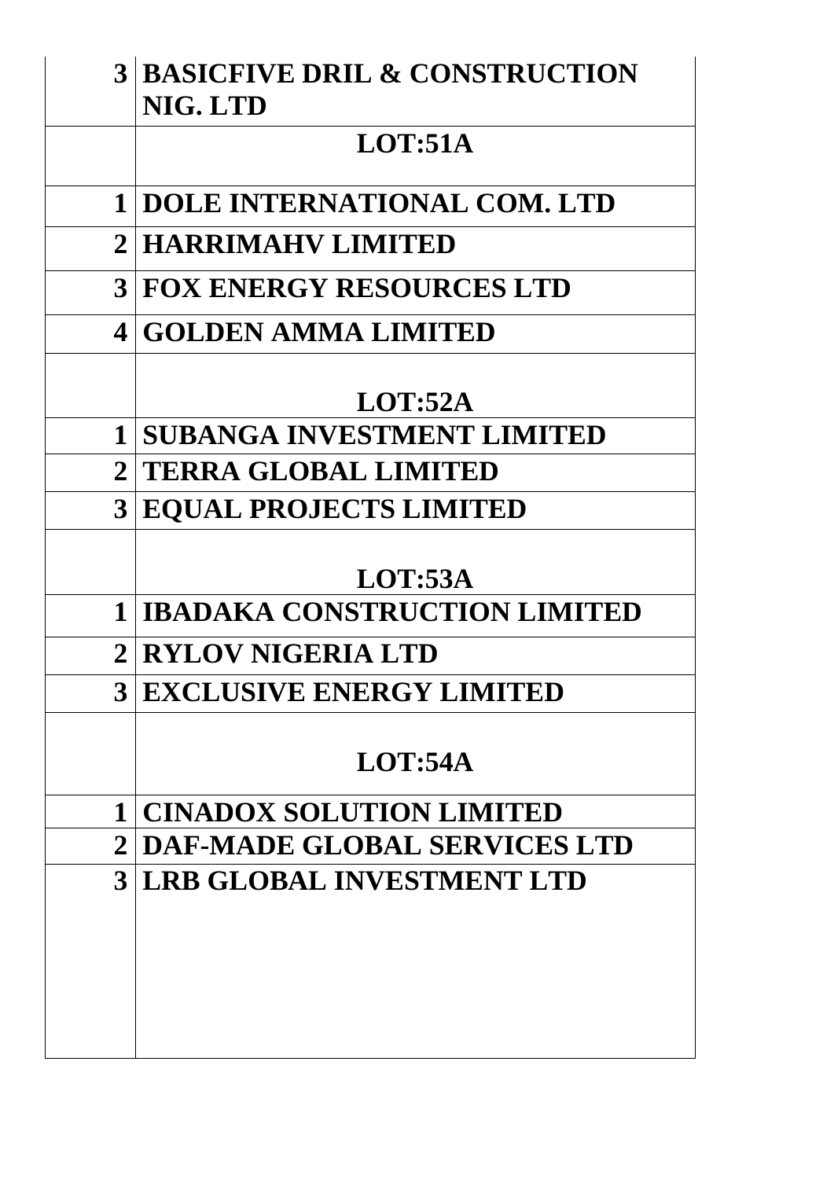| | |
|---|---|
| 3 | **BASICFIVE DRIL & CONSTRUCTION NIG. LTD** |
| | **LOT:51A** |
| 1 | **DOLE INTERNATIONAL COM. LTD** |
| 2 | **HARRIMAHV LIMITED** |
| 3 | **FOX ENERGY RESOURCES LTD** |
| 4 | **GOLDEN AMMA LIMITED** |
| | **LOT:52A** |
| 1 | **SUBANGA INVESTMENT LIMITED** |
| 2 | **TERRA GLOBAL LIMITED** |
| 3 | **EQUAL PROJECTS LIMITED** |
| | **LOT:53A** |
| 1 | **IBADAKA CONSTRUCTION LIMITED** |
| 2 | **RYLOV NIGERIA LTD** |
| 3 | **EXCLUSIVE ENERGY LIMITED** |
| | **LOT:54A** |
| 1 | **CINADOX SOLUTION LIMITED** |
| 2 | **DAF-MADE GLOBAL SERVICES LTD** |
| 3 | **LRB GLOBAL INVESTMENT LTD** |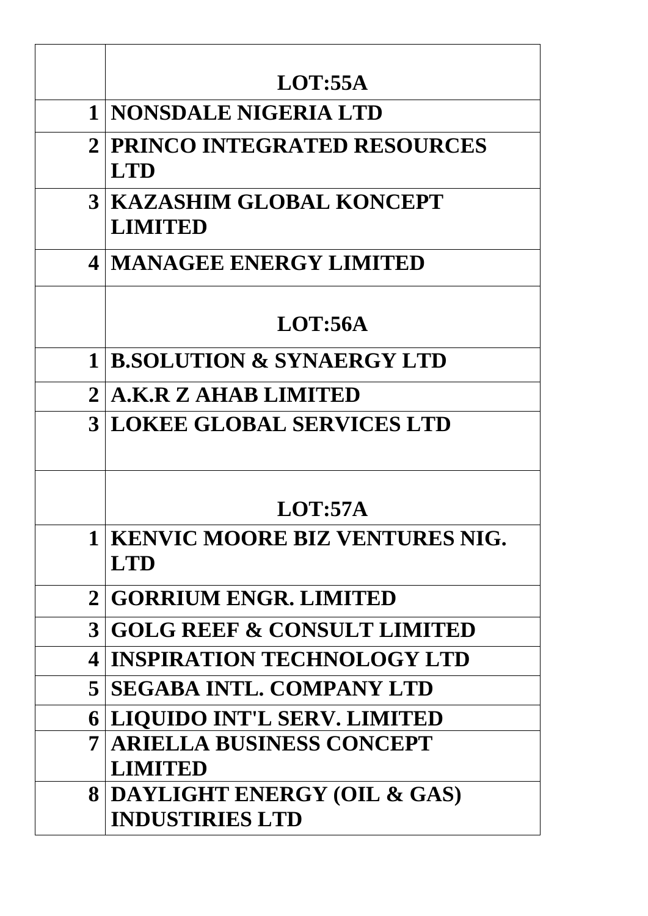| | |
|---|---|
| | **LOT:55A** |
| **1** | **NONSDALE NIGERIA LTD** |
| **2** | **PRINCO INTEGRATED RESOURCES LTD** |
| **3** | **KAZASHIM GLOBAL KONCEPT LIMITED** |
| **4** | **MANAGEE ENERGY LIMITED** |
| | **LOT:56A** |
| **1** | **B.SOLUTION & SYNAERGY LTD** |
| **2** | **A.K.R Z AHAB LIMITED** |
| **3** | **LOKEE GLOBAL SERVICES LTD** |
| | **LOT:57A** |
| **1** | **KENVIC MOORE BIZ VENTURES NIG. LTD** |
| **2** | **GORRIUM ENGR. LIMITED** |
| **3** | **GOLG REEF & CONSULT LIMITED** |
| **4** | **INSPIRATION TECHNOLOGY LTD** |
| **5** | **SEGABA INTL. COMPANY LTD** |
| **6** | **LIQUIDO INT'L SERV. LIMITED** |
| **7** | **ARIELLA BUSINESS CONCEPT LIMITED** |
| **8** | **DAYLIGHT ENERGY (OIL & GAS) INDUSTIRIES LTD** |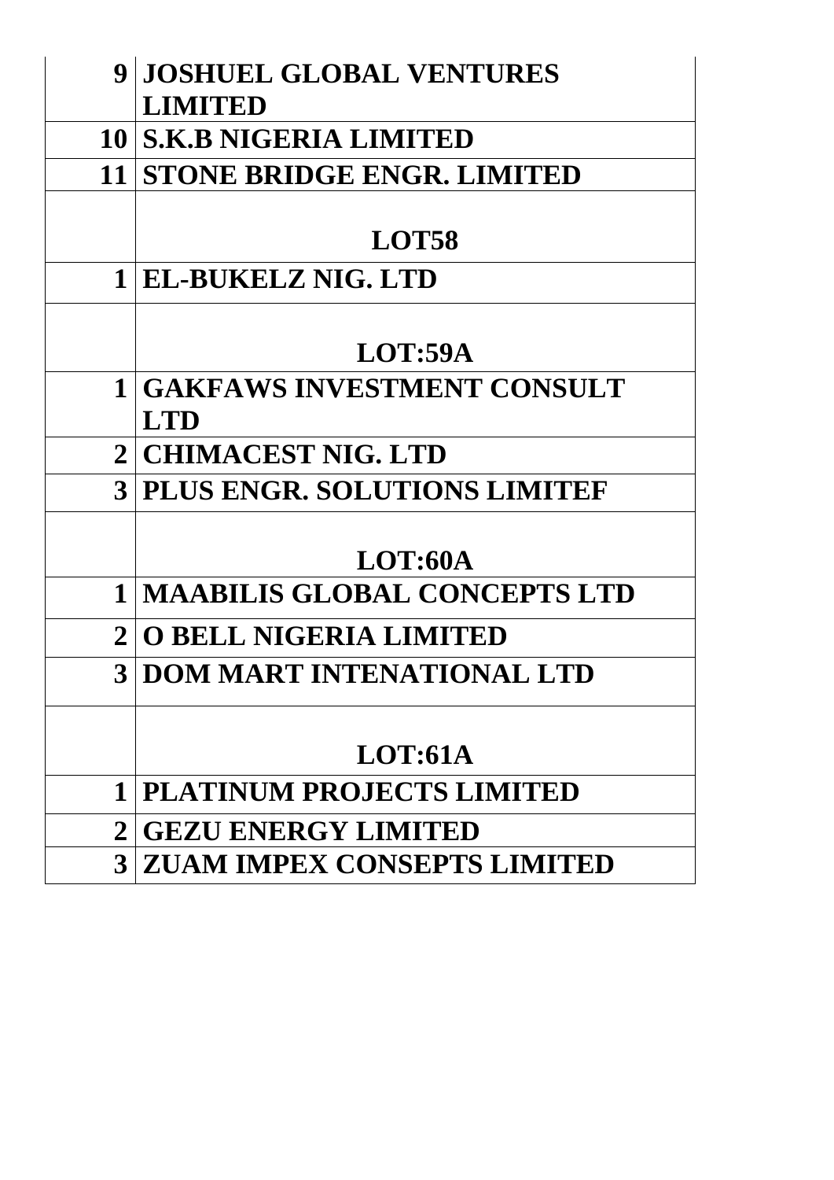| | |
|---|---|
| **9** | **JOSHUEL GLOBAL VENTURES LIMITED** |
| **10** | **S.K.B NIGERIA LIMITED** |
| **11** | **STONE BRIDGE ENGR. LIMITED** |
| | **LOT58** |
| **1** | **EL-BUKELZ NIG. LTD** |
| | **LOT:59A** |
| **1** | **GAKFAWS INVESTMENT CONSULT LTD** |
| **2** | **CHIMACEST NIG. LTD** |
| **3** | **PLUS ENGR. SOLUTIONS LIMITEF** |
| | **LOT:60A** |
| **1** | **MAABILIS GLOBAL CONCEPTS LTD** |
| **2** | **O BELL NIGERIA LIMITED** |
| **3** | **DOM MART INTENATIONAL LTD** |
| | **LOT:61A** |
| **1** | **PLATINUM PROJECTS LIMITED** |
| **2** | **GEZU ENERGY LIMITED** |
| **3** | **ZUAM IMPEX CONSEPTS LIMITED** |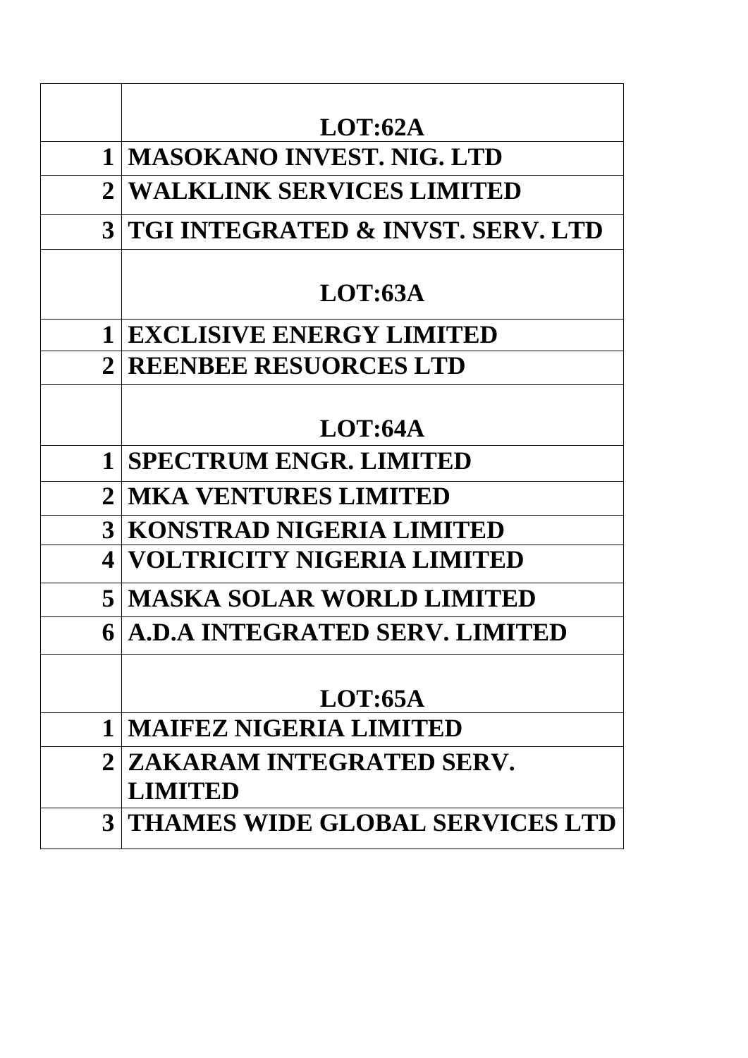| | |
|---|---|
| | **LOT:62A** |
| **1** | **MASOKANO INVEST. NIG. LTD** |
| **2** | **WALKLINK SERVICES LIMITED** |
| **3** | **TGI INTEGRATED & INVST. SERV. LTD** |
| | **LOT:63A** |
| **1** | **EXCLISIVE ENERGY LIMITED** |
| **2** | **REENBEE RESUORCES LTD** |
| | **LOT:64A** |
| **1** | **SPECTRUM ENGR. LIMITED** |
| **2** | **MKA VENTURES LIMITED** |
| **3** | **KONSTRAD NIGERIA LIMITED** |
| **4** | **VOLTRICITY NIGERIA LIMITED** |
| **5** | **MASKA SOLAR WORLD LIMITED** |
| **6** | **A.D.A INTEGRATED SERV. LIMITED** |
| | **LOT:65A** |
| **1** | **MAIFEZ NIGERIA LIMITED** |
| **2** | **ZAKARAM INTEGRATED SERV. LIMITED** |
| **3** | **THAMES WIDE GLOBAL SERVICES LTD** |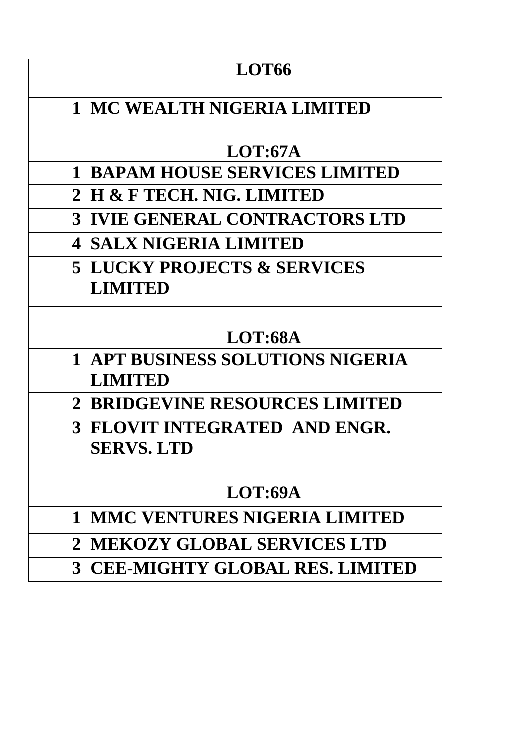| | |
|---|---|
| | **LOT66** |
| **1** | **MC WEALTH NIGERIA LIMITED** |
| | **LOT:67A** |
| **1** | **BAPAM HOUSE SERVICES LIMITED** |
| **2** | **H & F TECH. NIG. LIMITED** |
| **3** | **IVIE GENERAL CONTRACTORS LTD** |
| **4** | **SALX NIGERIA LIMITED** |
| **5** | **LUCKY PROJECTS & SERVICES LIMITED** |
| | **LOT:68A** |
| **1** | **APT BUSINESS SOLUTIONS NIGERIA LIMITED** |
| **2** | **BRIDGEVINE RESOURCES LIMITED** |
| **3** | **FLOVIT INTEGRATED AND ENGR. SERVS. LTD** |
| | **LOT:69A** |
| **1** | **MMC VENTURES NIGERIA LIMITED** |
| **2** | **MEKOZY GLOBAL SERVICES LTD** |
| **3** | **CEE-MIGHTY GLOBAL RES. LIMITED** |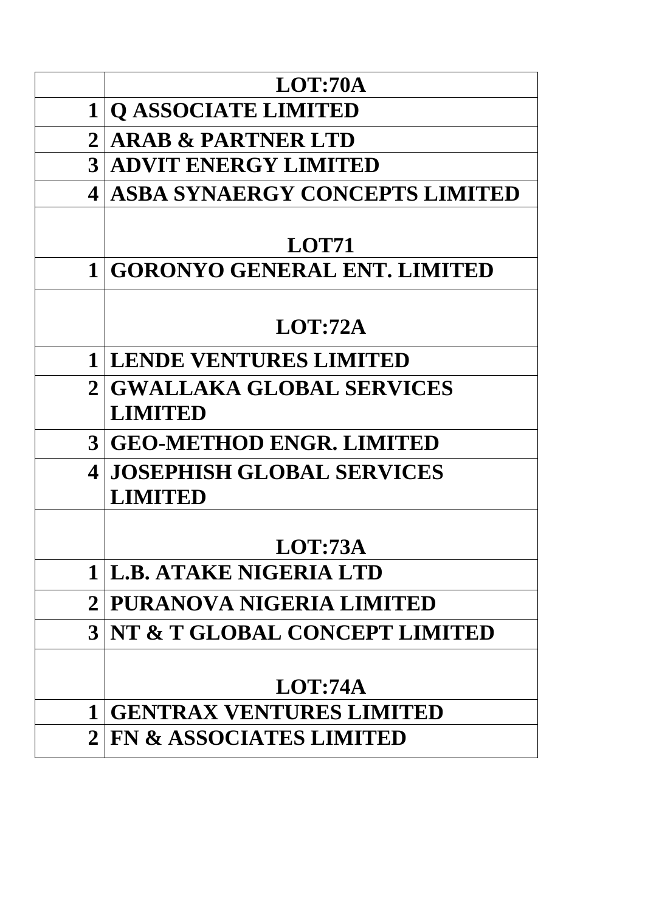| | **LOT:70A** |
|---|---|
| **1** | **Q ASSOCIATE LIMITED** |
| **2** | **ARAB & PARTNER LTD** |
| **3** | **ADVIT ENERGY LIMITED** |
| **4** | **ASBA SYNAERGY CONCEPTS LIMITED** |
| | **LOT71** |
| **1** | **GORONYO GENERAL ENT. LIMITED** |
| | **LOT:72A** |
| **1** | **LENDE VENTURES LIMITED** |
| **2** | **GWALLAKA GLOBAL SERVICES LIMITED** |
| **3** | **GEO-METHOD ENGR. LIMITED** |
| **4** | **JOSEPHISH GLOBAL SERVICES LIMITED** |
| | **LOT:73A** |
| **1** | **L.B. ATAKE NIGERIA LTD** |
| **2** | **PURANOVA NIGERIA LIMITED** |
| **3** | **NT & T GLOBAL CONCEPT LIMITED** |
| | **LOT:74A** |
| **1** | **GENTRAX VENTURES LIMITED** |
| **2** | **FN & ASSOCIATES LIMITED** |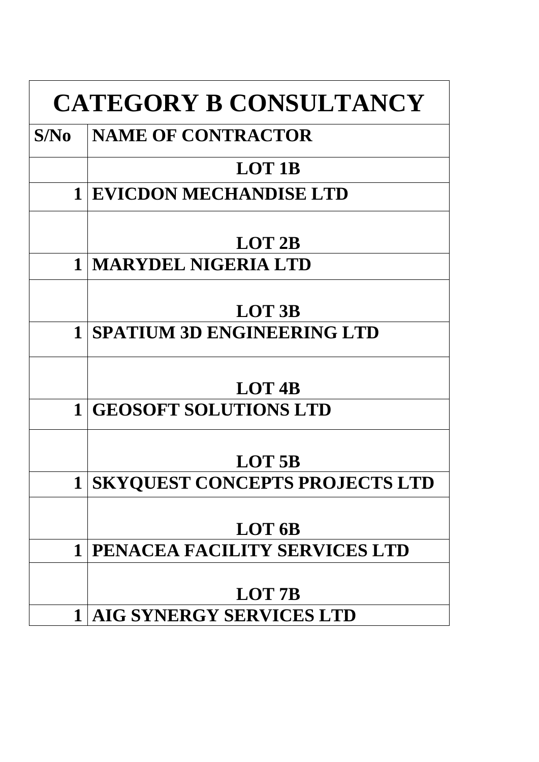| CATEGORY B CONSULTANCY | |
|---|---|
| **S/No** | **NAME OF CONTRACTOR** |
| | **LOT 1B** |
| **1** | **EVICDON MECHANDISE LTD** |
| | **LOT 2B** |
| **1** | **MARYDEL NIGERIA LTD** |
| | **LOT 3B** |
| **1** | **SPATIUM 3D ENGINEERING LTD** |
| | **LOT 4B** |
| **1** | **GEOSOFT SOLUTIONS LTD** |
| | **LOT 5B** |
| **1** | **SKYQUEST CONCEPTS PROJECTS LTD** |
| | **LOT 6B** |
| **1** | **PENACEA FACILITY SERVICES LTD** |
| | **LOT 7B** |
| **1** | **AIG SYNERGY SERVICES LTD** |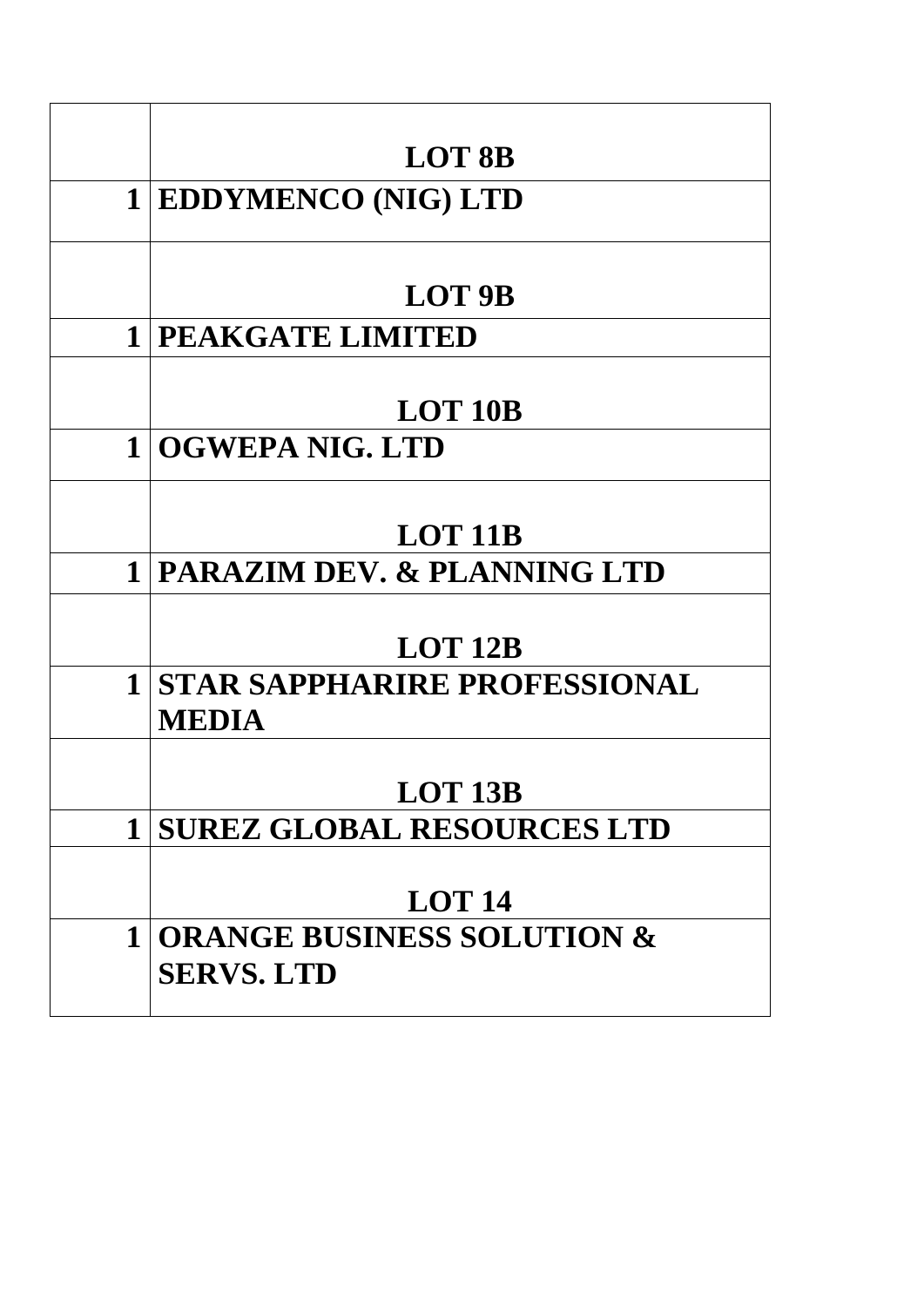| | |
|---|---|
| | **LOT 8B** |
| **1** | **EDDYMENCO (NIG) LTD** |
| | **LOT 9B** |
| **1** | **PEAKGATE LIMITED** |
| | **LOT 10B** |
| **1** | **OGWEPA NIG. LTD** |
| | **LOT 11B** |
| **1** | **PARAZIM DEV. & PLANNING LTD** |
| | **LOT 12B** |
| **1** | **STAR SAPPHARIRE PROFESSIONAL MEDIA** |
| | **LOT 13B** |
| **1** | **SUREZ GLOBAL RESOURCES LTD** |
| | **LOT 14** |
| **1** | **ORANGE BUSINESS SOLUTION & SERVS. LTD** |